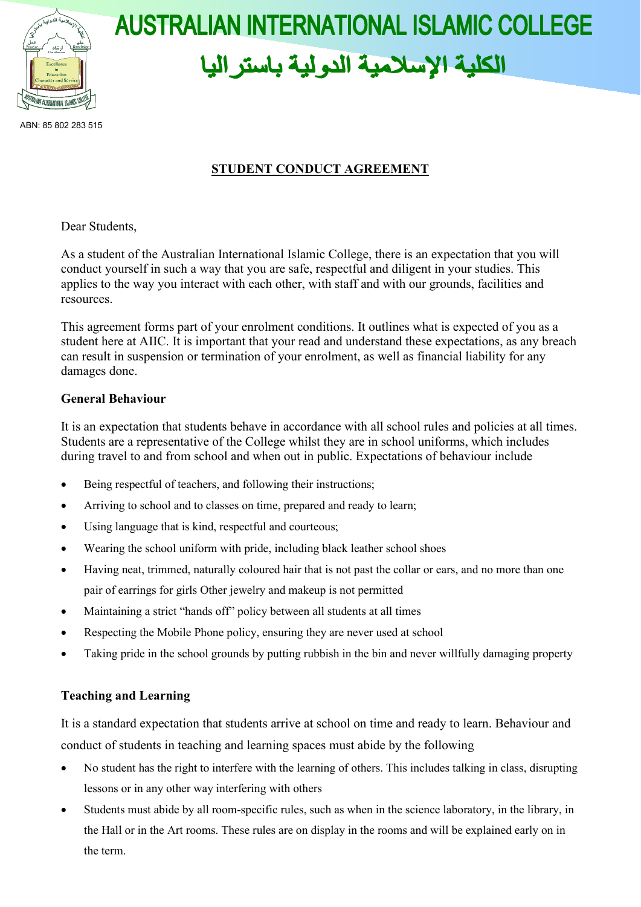# AUSTRALIAN INTERNATIONAL ISLAMIC COLLEGE

# الكلية الإسلامية الدولية باستراليا

ABN: 85 802 283 515

## STUDENT CONDUCT AGREEMENT

Dear Students,

As a student of the Australian International Islamic College, there is an expectation that you will conduct yourself in such a way that you are safe, respectful and diligent in your studies. This applies to the way you interact with each other, with staff and with our grounds, facilities and resources.

This agreement forms part of your enrolment conditions. It outlines what is expected of you as a student here at AIIC. It is important that your read and understand these expectations, as any breach can result in suspension or termination of your enrolment, as well as financial liability for any damages done.

### General Behaviour

It is an expectation that students behave in accordance with all school rules and policies at all times. Students are a representative of the College whilst they are in school uniforms, which includes during travel to and from school and when out in public. Expectations of behaviour include

- Being respectful of teachers, and following their instructions;
- Arriving to school and to classes on time, prepared and ready to learn;
- Using language that is kind, respectful and courteous;
- Wearing the school uniform with pride, including black leather school shoes
- Having neat, trimmed, naturally coloured hair that is not past the collar or ears, and no more than one pair of earrings for girls Other jewelry and makeup is not permitted
- Maintaining a strict "hands off" policy between all students at all times
- Respecting the Mobile Phone policy, ensuring they are never used at school
- Taking pride in the school grounds by putting rubbish in the bin and never willfully damaging property

### Teaching and Learning

It is a standard expectation that students arrive at school on time and ready to learn. Behaviour and conduct of students in teaching and learning spaces must abide by the following

- No student has the right to interfere with the learning of others. This includes talking in class, disrupting lessons or in any other way interfering with others
- Students must abide by all room-specific rules, such as when in the science laboratory, in the library, in the Hall or in the Art rooms. These rules are on display in the rooms and will be explained early on in the term.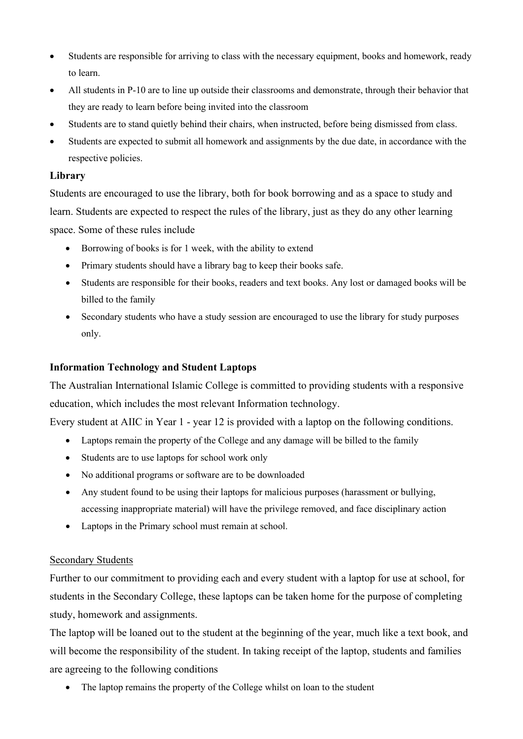- Students are responsible for arriving to class with the necessary equipment, books and homework, ready to learn.
- All students in P-10 are to line up outside their classrooms and demonstrate, through their behavior that they are ready to learn before being invited into the classroom
- Students are to stand quietly behind their chairs, when instructed, before being dismissed from class.
- Students are expected to submit all homework and assignments by the due date, in accordance with the respective policies.

**Library**

Students are encouraged to use the library, both for book borrowing and as a space to study and learn. Students are expected to respect the rules of the library, just as they do any other learning space. Some of these rules include

- Borrowing of books is for 1 week, with the ability to extend
- Primary students should have a library bag to keep their books safe.
- Students are responsible for their books, readers and text books. Any lost or damaged books will be billed to the family
- Secondary students who have a study session are encouraged to use the library for study purposes only.

**Information Technology and Student Laptops**

The Australian International Islamic College is committed to providing students with a responsive education, which includes the most relevant Information technology.

Every student at AIIC in Year 1 - year 12 is provided with a laptop on the following conditions.

- Laptops remain the property of the College and any damage will be billed to the family
- Students are to use laptops for school work only
- No additional programs or software are to be downloaded
- Any student found to be using their laptops for malicious purposes (harassment or bullying, accessing inappropriate material) will have the privilege removed, and face disciplinary action
- Laptops in the Primary school must remain at school.

<u>Secondary Students</u>

Further to our commitment to providing each and every student with a laptop for use at school, for students in the Secondary College, these laptops can be taken home for the purpose of completing study, homework and assignments.

The laptop will be loaned out to the student at the beginning of the year, much like a text book, and will become the responsibility of the student. In taking receipt of the laptop, students and families are agreeing to the following conditions

- The laptop remains the property of the College whilst on loan to the student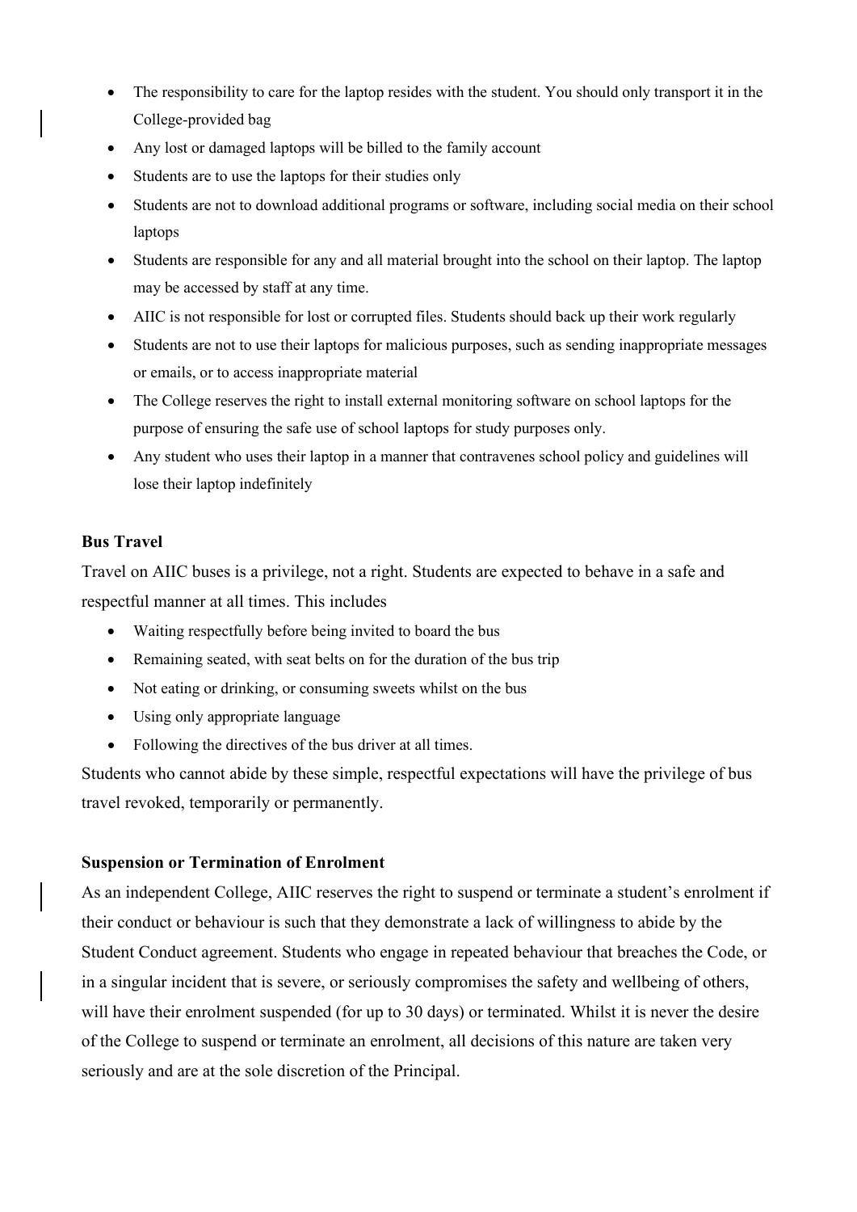- The responsibility to care for the laptop resides with the student. You should only transport it in the College-provided bag
- Any lost or damaged laptops will be billed to the family account
- Students are to use the laptops for their studies only
- Students are not to download additional programs or software, including social media on their school laptops
- Students are responsible for any and all material brought into the school on their laptop. The laptop may be accessed by staff at any time.
- AIIC is not responsible for lost or corrupted files. Students should back up their work regularly
- Students are not to use their laptops for malicious purposes, such as sending inappropriate messages or emails, or to access inappropriate material
- The College reserves the right to install external monitoring software on school laptops for the purpose of ensuring the safe use of school laptops for study purposes only.
- Any student who uses their laptop in a manner that contravenes school policy and guidelines will lose their laptop indefinitely

**Bus Travel**

Travel on AIIC buses is a privilege, not a right. Students are expected to behave in a safe and respectful manner at all times. This includes

- Waiting respectfully before being invited to board the bus
- Remaining seated, with seat belts on for the duration of the bus trip
- Not eating or drinking, or consuming sweets whilst on the bus
- Using only appropriate language
- Following the directives of the bus driver at all times.

Students who cannot abide by these simple, respectful expectations will have the privilege of bus travel revoked, temporarily or permanently.

**Suspension or Termination of Enrolment**

As an independent College, AIIC reserves the right to suspend or terminate a student's enrolment if their conduct or behaviour is such that they demonstrate a lack of willingness to abide by the Student Conduct agreement. Students who engage in repeated behaviour that breaches the Code, or in a singular incident that is severe, or seriously compromises the safety and wellbeing of others, will have their enrolment suspended (for up to 30 days) or terminated. Whilst it is never the desire of the College to suspend or terminate an enrolment, all decisions of this nature are taken very seriously and are at the sole discretion of the Principal.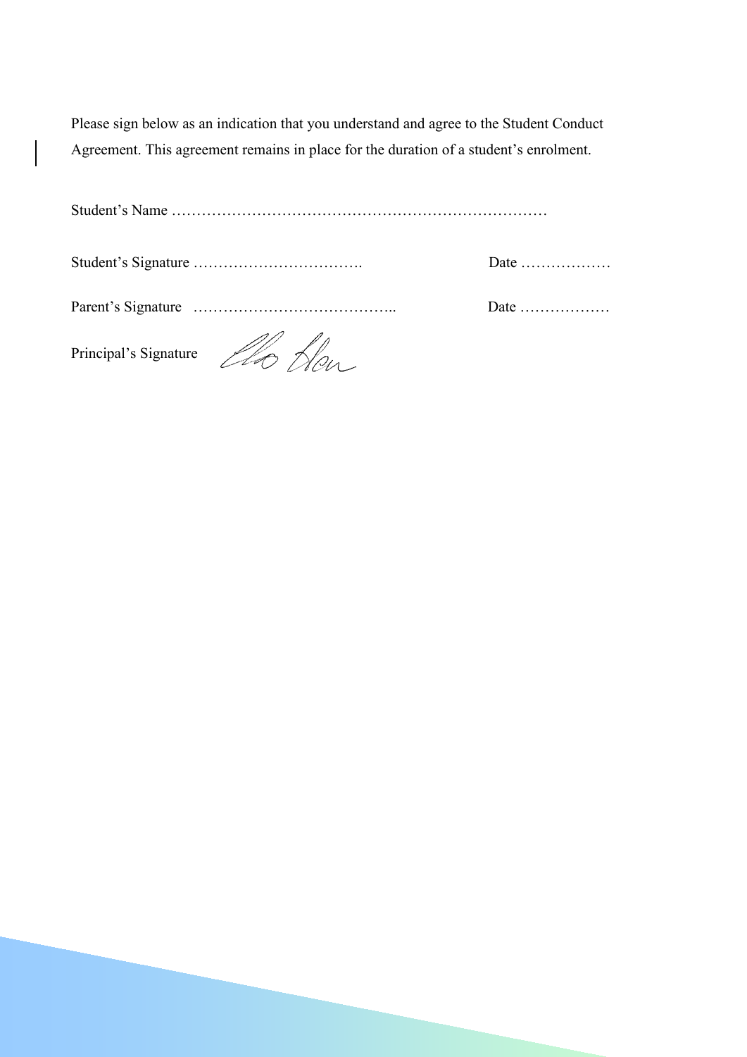Please sign below as an indication that you understand and agree to the Student Conduct Agreement. This agreement remains in place for the duration of a student's enrolment.

Student's Name …………………………………………………………………

Student's Signature ……………………………. Date ………………

Parent's Signature ………………………………….. Date ………………

Principal's Signature